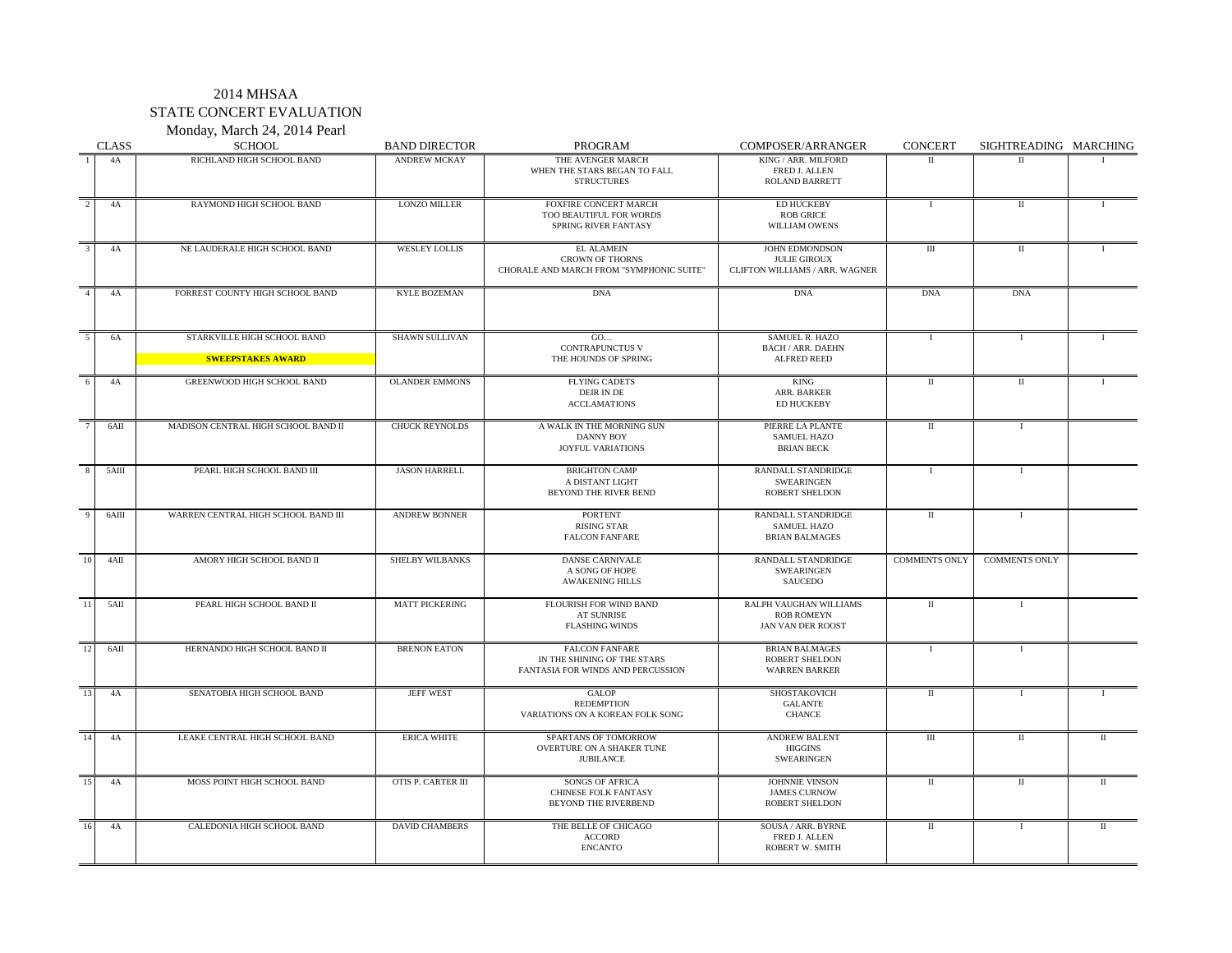# 2014 MHSAA
## STATE CONCERT EVALUATION
### Monday, March 24, 2014 Pearl

| | CLASS | SCHOOL | BAND DIRECTOR | PROGRAM | COMPOSER/ARRANGER | CONCERT | SIGHTREADING | MARCHING |
|---|---|---|---|---|---|---|---|---|
| 1 | 4A | RICHLAND HIGH SCHOOL BAND | ANDREW MCKAY | THE AVENGER MARCH<br>WHEN THE STARS BEGAN TO FALL<br>STRUCTURES | KING / ARR. MILFORD<br>FRED J. ALLEN<br>ROLAND BARRETT | II | II | I |
| 2 | 4A | RAYMOND HIGH SCHOOL BAND | LONZO MILLER | FOXFIRE CONCERT MARCH<br>TOO BEAUTIFUL FOR WORDS<br>SPRING RIVER FANTASY | ED HUCKEBY<br>ROB GRICE<br>WILLIAM OWENS | I | II | I |
| 3 | 4A | NE LAUDERALE HIGH SCHOOL BAND | WESLEY LOLLIS | EL ALAMEIN<br>CROWN OF THORNS<br>CHORALE AND MARCH FROM "SYMPHONIC SUITE" | JOHN EDMONDSON<br>JULIE GIROUX<br>CLIFTON WILLIAMS / ARR. WAGNER | III | II | I |
| 4 | 4A | FORREST COUNTY HIGH SCHOOL BAND | KYLE BOZEMAN | DNA | DNA | DNA | DNA | |
| 5 | 6A | STARKVILLE HIGH SCHOOL BAND<br>**SWEEPSTAKES AWARD** | SHAWN SULLIVAN | GO…<br>CONTRAPUNCTUS V<br>THE HOUNDS OF SPRING | SAMUEL R. HAZO<br>BACH / ARR. DAEHN<br>ALFRED REED | I | I | I |
| 6 | 4A | GREENWOOD HIGH SCHOOL BAND | OLANDER EMMONS | FLYING CADETS<br>DEIR IN DE<br>ACCLAMATIONS | KING<br>ARR. BARKER<br>ED HUCKEBY | II | II | I |
| 7 | 6AII | MADISON CENTRAL HIGH SCHOOL BAND II | CHUCK REYNOLDS | A WALK IN THE MORNING SUN<br>DANNY BOY<br>JOYFUL VARIATIONS | PIERRE LA PLANTE<br>SAMUEL HAZO<br>BRIAN BECK | II | I | |
| 8 | 5AIII | PEARL HIGH SCHOOL BAND III | JASON HARRELL | BRIGHTON CAMP<br>A DISTANT LIGHT<br>BEYOND THE RIVER BEND | RANDALL STANDRIDGE<br>SWEARINGEN<br>ROBERT SHELDON | I | I | |
| 9 | 6AIII | WARREN CENTRAL HIGH SCHOOL BAND III | ANDREW BONNER | PORTENT<br>RISING STAR<br>FALCON FANFARE | RANDALL STANDRIDGE<br>SAMUEL HAZO<br>BRIAN BALMAGES | II | I | |
| 10 | 4AII | AMORY HIGH SCHOOL BAND II | SHELBY WILBANKS | DANSE CARNIVALE<br>A SONG OF HOPE<br>AWAKENING HILLS | RANDALL STANDRIDGE<br>SWEARINGEN<br>SAUCEDO | COMMENTS ONLY | COMMENTS ONLY | |
| 11 | 5AII | PEARL HIGH SCHOOL BAND II | MATT PICKERING | FLOURISH FOR WIND BAND<br>AT SUNRISE<br>FLASHING WINDS | RALPH VAUGHAN WILLIAMS<br>ROB ROMEYN<br>JAN VAN DER ROOST | II | I | |
| 12 | 6AII | HERNANDO HIGH SCHOOL BAND II | BRENON EATON | FALCON FANFARE<br>IN THE SHINING OF THE STARS<br>FANTASIA FOR WINDS AND PERCUSSION | BRIAN BALMAGES<br>ROBERT SHELDON<br>WARREN BARKER | I | I | |
| 13 | 4A | SENATOBIA HIGH SCHOOL BAND | JEFF WEST | GALOP<br>REDEMPTION<br>VARIATIONS ON A KOREAN FOLK SONG | SHOSTAKOVICH<br>GALANTE<br>CHANCE | II | I | I |
| 14 | 4A | LEAKE CENTRAL HIGH SCHOOL BAND | ERICA WHITE | SPARTANS OF TOMORROW<br>OVERTURE ON A SHAKER TUNE<br>JUBILANCE | ANDREW BALENT<br>HIGGINS<br>SWEARINGEN | III | II | II |
| 15 | 4A | MOSS POINT HIGH SCHOOL BAND | OTIS P. CARTER III | SONGS OF AFRICA<br>CHINESE FOLK FANTASY<br>BEYOND THE RIVERBEND | JOHNNIE VINSON<br>JAMES CURNOW<br>ROBERT SHELDON | II | II | II |
| 16 | 4A | CALEDONIA HIGH SCHOOL BAND | DAVID CHAMBERS | THE BELLE OF CHICAGO<br>ACCORD<br>ENCANTO | SOUSA / ARR. BYRNE<br>FRED J. ALLEN<br>ROBERT W. SMITH | II | I | II |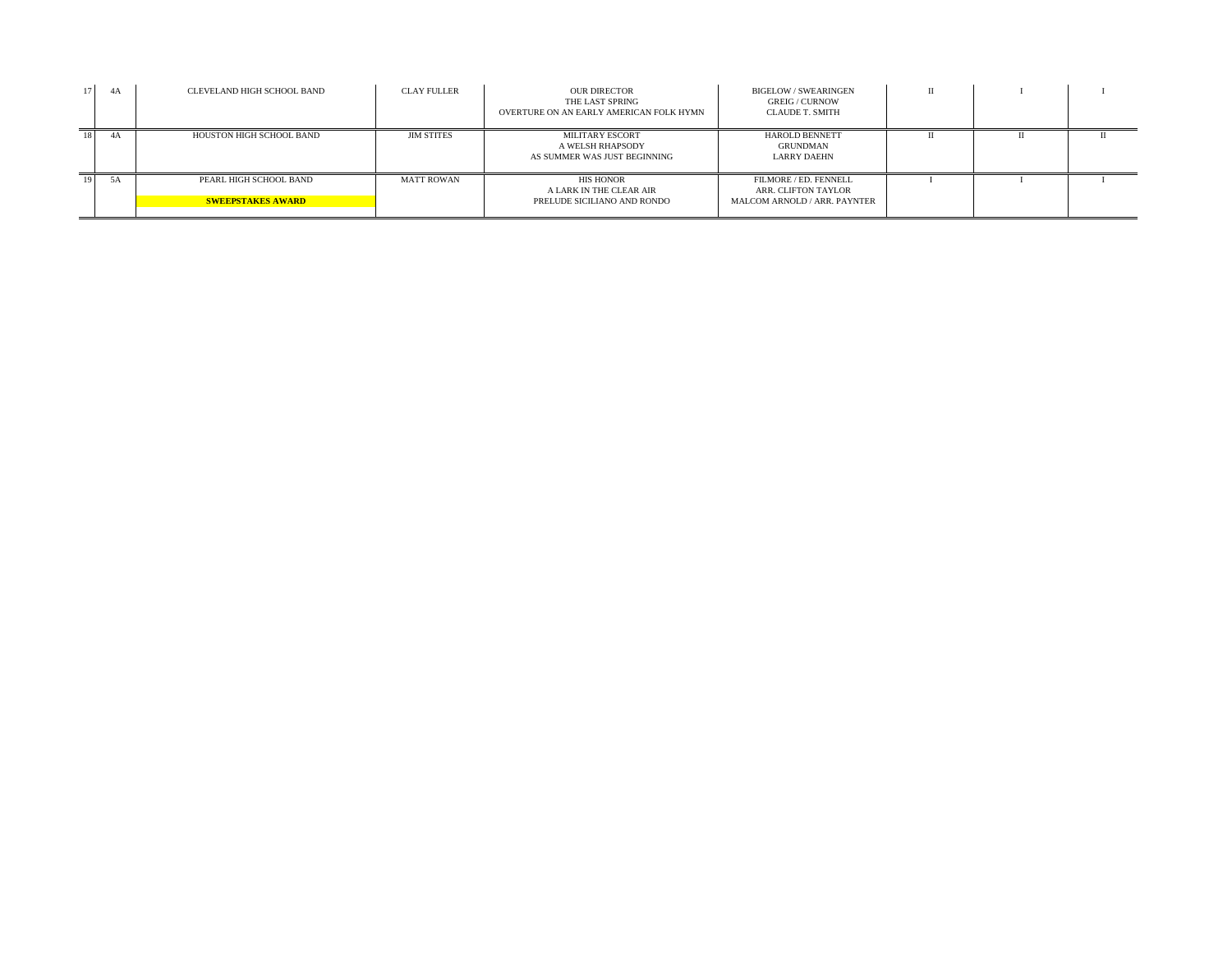| | | | | | | | | |
|---|---|---|---|---|---|---|---|---|
| 17 | 4A | CLEVELAND HIGH SCHOOL BAND | CLAY FULLER | OUR DIRECTOR<br>THE LAST SPRING<br>OVERTURE ON AN EARLY AMERICAN FOLK HYMN | BIGELOW / SWEARINGEN<br>GREIG / CURNOW<br>CLAUDE T. SMITH | II | I | I |
| 18 | 4A | HOUSTON HIGH SCHOOL BAND | JIM STITES | MILITARY ESCORT<br>A WELSH RHAPSODY<br>AS SUMMER WAS JUST BEGINNING | HAROLD BENNETT<br>GRUNDMAN<br>LARRY DAEHN | II | II | II |
| 19 | 5A | PEARL HIGH SCHOOL BAND<br><br>**SWEEPSTAKES AWARD** | MATT ROWAN | HIS HONOR<br>A LARK IN THE CLEAR AIR<br>PRELUDE SICILIANO AND RONDO | FILMORE / ED. FENNELL<br>ARR. CLIFTON TAYLOR<br>MALCOM ARNOLD / ARR. PAYNTER | I | I | I |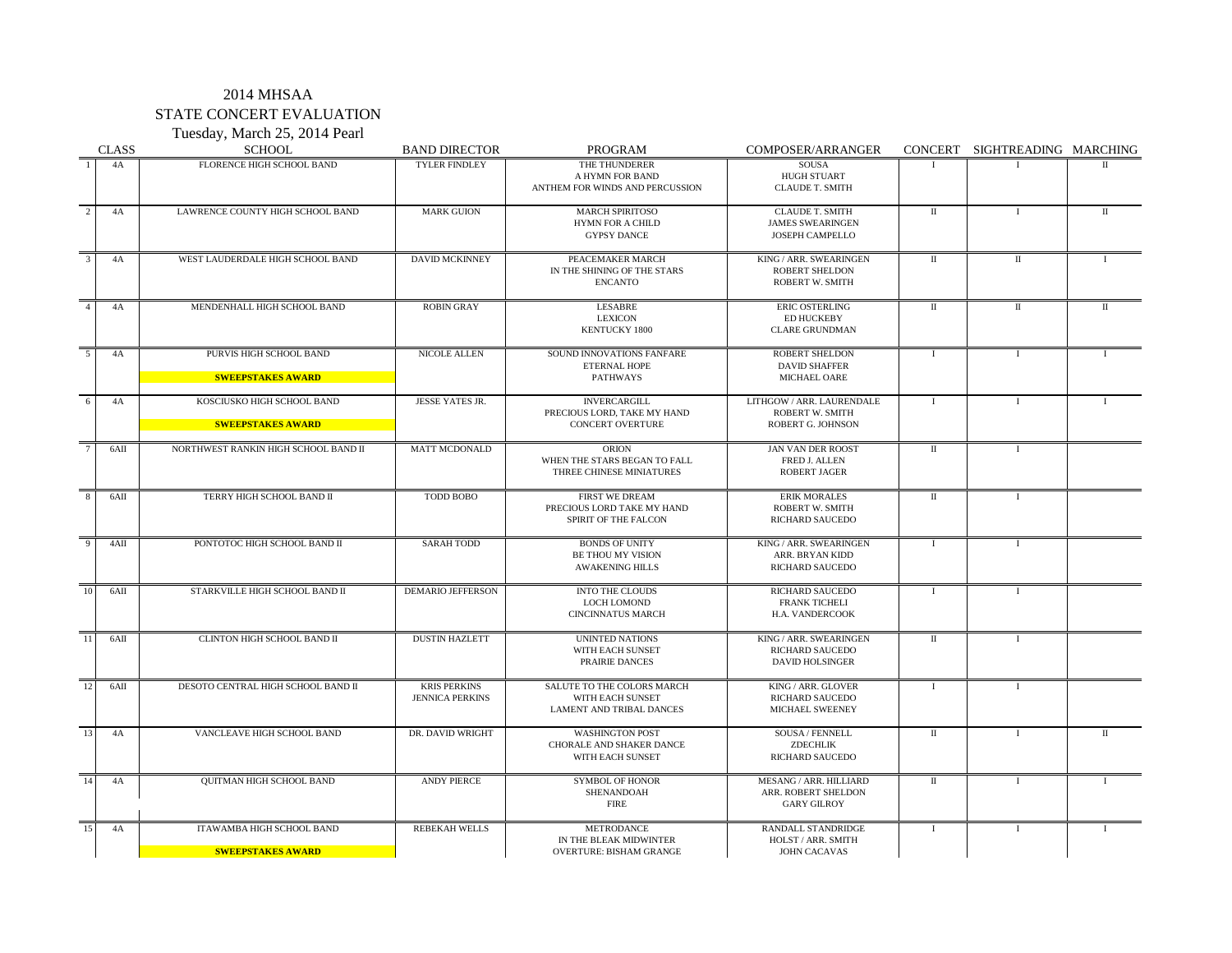# 2014 MHSAA

## STATE CONCERT EVALUATION

### Tuesday, March 25, 2014 Pearl

| | CLASS | SCHOOL | BAND DIRECTOR | PROGRAM | COMPOSER/ARRANGER | CONCERT | SIGHTREADING | MARCHING |
|---|---|---|---|---|---|---|---|---|
| 1 | 4A | FLORENCE HIGH SCHOOL BAND | TYLER FINDLEY | THE THUNDERER<br>A HYMN FOR BAND<br>ANTHEM FOR WINDS AND PERCUSSION | SOUSA<br>HUGH STUART<br>CLAUDE T. SMITH | I | I | II |
| 2 | 4A | LAWRENCE COUNTY HIGH SCHOOL BAND | MARK GUION | MARCH SPIRITOSO<br>HYMN FOR A CHILD<br>GYPSY DANCE | CLAUDE T. SMITH<br>JAMES SWEARINGEN<br>JOSEPH CAMPELLO | II | I | II |
| 3 | 4A | WEST LAUDERDALE HIGH SCHOOL BAND | DAVID MCKINNEY | PEACEMAKER MARCH<br>IN THE SHINING OF THE STARS<br>ENCANTO | KING / ARR. SWEARINGEN<br>ROBERT SHELDON<br>ROBERT W. SMITH | II | II | I |
| 4 | 4A | MENDENHALL HIGH SCHOOL BAND | ROBIN GRAY | LESABRE<br>LEXICON<br>KENTUCKY 1800 | ERIC OSTERLING<br>ED HUCKEBY<br>CLARE GRUNDMAN | II | II | II |
| 5 | 4A | PURVIS HIGH SCHOOL BAND<br>**SWEEPSTAKES AWARD** | NICOLE ALLEN | SOUND INNOVATIONS FANFARE<br>ETERNAL HOPE<br>PATHWAYS | ROBERT SHELDON<br>DAVID SHAFFER<br>MICHAEL OARE | I | I | I |
| 6 | 4A | KOSCIUSKO HIGH SCHOOL BAND<br>**SWEEPSTAKES AWARD** | JESSE YATES JR. | INVERCARGILL<br>PRECIOUS LORD, TAKE MY HAND<br>CONCERT OVERTURE | LITHGOW / ARR. LAURENDALE<br>ROBERT W. SMITH<br>ROBERT G. JOHNSON | I | I | I |
| 7 | 6AII | NORTHWEST RANKIN HIGH SCHOOL BAND II | MATT MCDONALD | ORION<br>WHEN THE STARS BEGAN TO FALL<br>THREE CHINESE MINIATURES | JAN VAN DER ROOST<br>FRED J. ALLEN<br>ROBERT JAGER | II | I | |
| 8 | 6AII | TERRY HIGH SCHOOL BAND II | TODD BOBO | FIRST WE DREAM<br>PRECIOUS LORD TAKE MY HAND<br>SPIRIT OF THE FALCON | ERIK MORALES<br>ROBERT W. SMITH<br>RICHARD SAUCEDO | II | I | |
| 9 | 4AII | PONTOTOC HIGH SCHOOL BAND II | SARAH TODD | BONDS OF UNITY<br>BE THOU MY VISION<br>AWAKENING HILLS | KING / ARR. SWEARINGEN<br>ARR. BRYAN KIDD<br>RICHARD SAUCEDO | I | I | |
| 10 | 6AII | STARKVILLE HIGH SCHOOL BAND II | DEMARIO JEFFERSON | INTO THE CLOUDS<br>LOCH LOMOND<br>CINCINNATUS MARCH | RICHARD SAUCEDO<br>FRANK TICHELI<br>H.A. VANDERCOOK | I | I | |
| 11 | 6AII | CLINTON HIGH SCHOOL BAND II | DUSTIN HAZLETT | UNINTED NATIONS<br>WITH EACH SUNSET<br>PRAIRIE DANCES | KING / ARR. SWEARINGEN<br>RICHARD SAUCEDO<br>DAVID HOLSINGER | II | I | |
| 12 | 6AII | DESOTO CENTRAL HIGH SCHOOL BAND II | KRIS PERKINS<br>JENNICA PERKINS | SALUTE TO THE COLORS MARCH<br>WITH EACH SUNSET<br>LAMENT AND TRIBAL DANCES | KING / ARR. GLOVER<br>RICHARD SAUCEDO<br>MICHAEL SWEENEY | I | I | |
| 13 | 4A | VANCLEAVE HIGH SCHOOL BAND | DR. DAVID WRIGHT | WASHINGTON POST<br>CHORALE AND SHAKER DANCE<br>WITH EACH SUNSET | SOUSA / FENNELL<br>ZDECHLIK<br>RICHARD SAUCEDO | II | I | II |
| 14 | 4A | QUITMAN HIGH SCHOOL BAND | ANDY PIERCE | SYMBOL OF HONOR<br>SHENANDOAH<br>FIRE | MESANG / ARR. HILLIARD<br>ARR. ROBERT SHELDON<br>GARY GILROY | II | I | I |
| 15 | 4A | ITAWAMBA HIGH SCHOOL BAND<br>**SWEEPSTAKES AWARD** | REBEKAH WELLS | METRODANCE<br>IN THE BLEAK MIDWINTER<br>OVERTURE: BISHAM GRANGE | RANDALL STANDRIDGE<br>HOLST / ARR. SMITH<br>JOHN CACAVAS | I | I | I |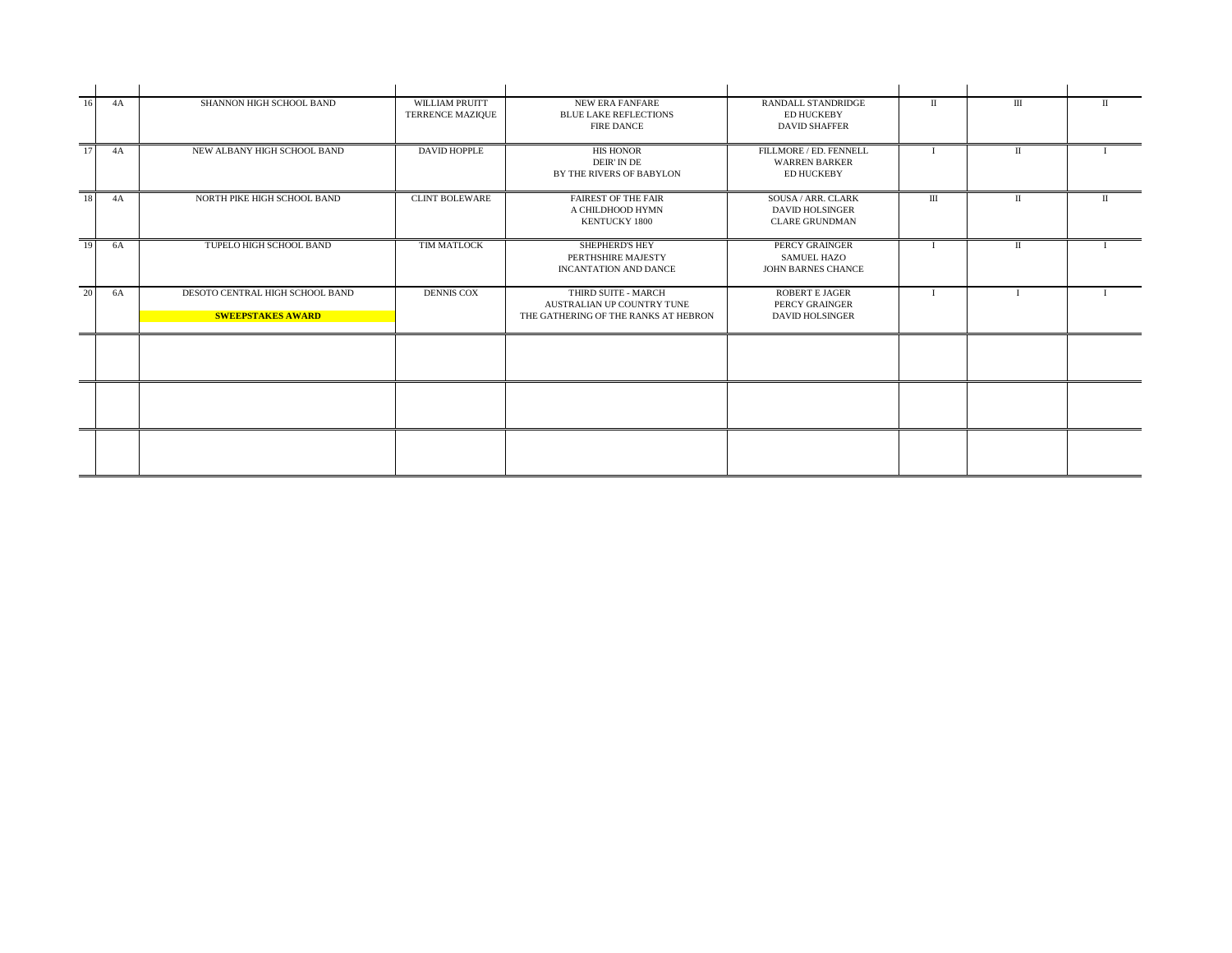| | | | | | | | | |
|---|---|---|---|---|---|---|---|---|
| 16 | 4A | SHANNON HIGH SCHOOL BAND | WILLIAM PRUITT<br>TERRENCE MAZIQUE | NEW ERA FANFARE<br>BLUE LAKE REFLECTIONS<br>FIRE DANCE | RANDALL STANDRIDGE<br>ED HUCKEBY<br>DAVID SHAFFER | II | III | II |
| 17 | 4A | NEW ALBANY HIGH SCHOOL BAND | DAVID HOPPLE | HIS HONOR<br>DEIR' IN DE<br>BY THE RIVERS OF BABYLON | FILLMORE / ED. FENNELL<br>WARREN BARKER<br>ED HUCKEBY | I | II | I |
| 18 | 4A | NORTH PIKE HIGH SCHOOL BAND | CLINT BOLEWARE | FAIREST OF THE FAIR<br>A CHILDHOOD HYMN<br>KENTUCKY 1800 | SOUSA / ARR. CLARK<br>DAVID HOLSINGER<br>CLARE GRUNDMAN | III | II | II |
| 19 | 6A | TUPELO HIGH SCHOOL BAND | TIM MATLOCK | SHEPHERD'S HEY<br>PERTHSHIRE MAJESTY<br>INCANTATION AND DANCE | PERCY GRAINGER<br>SAMUEL HAZO<br>JOHN BARNES CHANCE | I | II | I |
| 20 | 6A | DESOTO CENTRAL HIGH SCHOOL BAND<br>**SWEEPSTAKES AWARD** | DENNIS COX | THIRD SUITE - MARCH<br>AUSTRALIAN UP COUNTRY TUNE<br>THE GATHERING OF THE RANKS AT HEBRON | ROBERT E JAGER<br>PERCY GRAINGER<br>DAVID HOLSINGER | I | I | I |
| | | | | | | | | |
| | | | | | | | | |
| | | | | | | | | |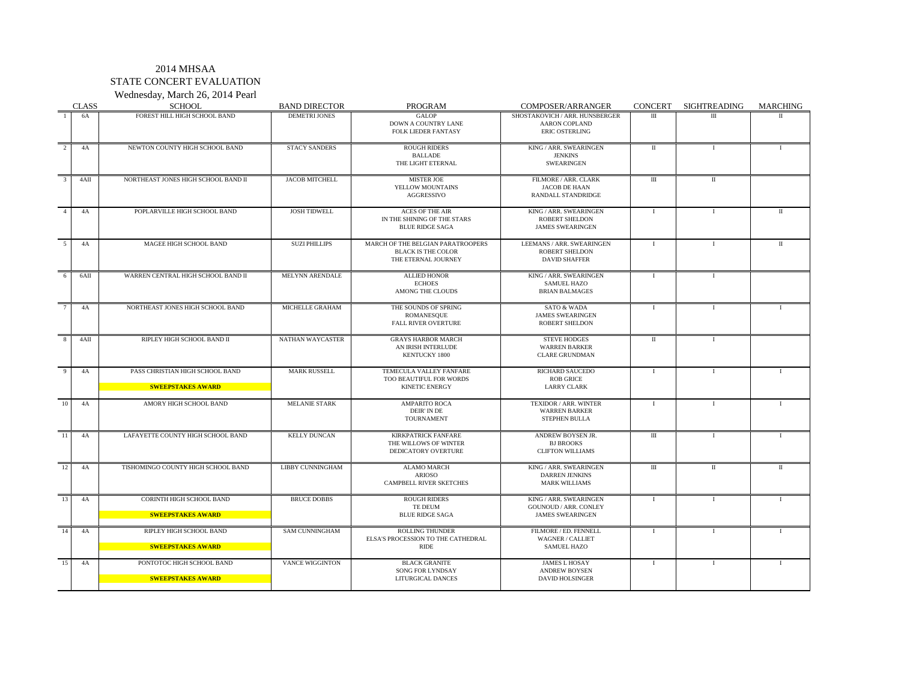# 2014 MHSAA
## STATE CONCERT EVALUATION
### Wednesday, March 26, 2014 Pearl

| | CLASS | SCHOOL | BAND DIRECTOR | PROGRAM | COMPOSER/ARRANGER | CONCERT | SIGHTREADING | MARCHING |
|---|---|---|---|---|---|---|---|---|
| 1 | 6A | FOREST HILL HIGH SCHOOL BAND | DEMETRI JONES | GALOP<br>DOWN A COUNTRY LANE<br>FOLK LIEDER FANTASY | SHOSTAKOVICH / ARR. HUNSBERGER<br>AARON COPLAND<br>ERIC OSTERLING | III | III | II |
| 2 | 4A | NEWTON COUNTY HIGH SCHOOL BAND | STACY SANDERS | ROUGH RIDERS<br>BALLADE<br>THE LIGHT ETERNAL | KING / ARR. SWEARINGEN<br>JENKINS<br>SWEARINGEN | II | I | I |
| 3 | 4AII | NORTHEAST JONES HIGH SCHOOL BAND II | JACOB MITCHELL | MISTER JOE<br>YELLOW MOUNTAINS<br>AGGRESSIVO | FILMORE / ARR. CLARK<br>JACOB DE HAAN<br>RANDALL STANDRIDGE | III | II | |
| 4 | 4A | POPLARVILLE HIGH SCHOOL BAND | JOSH TIDWELL | ACES OF THE AIR<br>IN THE SHINING OF THE STARS<br>BLUE RIDGE SAGA | KING / ARR. SWEARINGEN<br>ROBERT SHELDON<br>JAMES SWEARINGEN | I | I | II |
| 5 | 4A | MAGEE HIGH SCHOOL BAND | SUZI PHILLIPS | MARCH OF THE BELGIAN PARATROOPERS<br>BLACK IS THE COLOR<br>THE ETERNAL JOURNEY | LEEMANS / ARR. SWEARINGEN<br>ROBERT SHELDON<br>DAVID SHAFFER | I | I | II |
| 6 | 6AII | WARREN CENTRAL HIGH SCHOOL BAND II | MELYNN ARENDALE | ALLIED HONOR<br>ECHOES<br>AMONG THE CLOUDS | KING / ARR. SWEARINGEN<br>SAMUEL HAZO<br>BRIAN BALMAGES | I | I | |
| 7 | 4A | NORTHEAST JONES HIGH SCHOOL BAND | MICHELLE GRAHAM | THE SOUNDS OF SPRING<br>ROMANESQUE<br>FALL RIVER OVERTURE | SATO & WADA<br>JAMES SWEARINGEN<br>ROBERT SHELDON | I | I | I |
| 8 | 4AII | RIPLEY HIGH SCHOOL BAND II | NATHAN WAYCASTER | GRAYS HARBOR MARCH<br>AN IRISH INTERLUDE<br>KENTUCKY 1800 | STEVE HODGES<br>WARREN BARKER<br>CLARE GRUNDMAN | II | I | |
| 9 | 4A | PASS CHRISTIAN HIGH SCHOOL BAND<br>**SWEEPSTAKES AWARD** | MARK RUSSELL | TEMECULA VALLEY FANFARE<br>TOO BEAUTIFUL FOR WORDS<br>KINETIC ENERGY | RICHARD SAUCEDO<br>ROB GRICE<br>LARRY CLARK | I | I | I |
| 10 | 4A | AMORY HIGH SCHOOL BAND | MELANIE STARK | AMPARITO ROCA<br>DEIR' IN DE<br>TOURNAMENT | TEXIDOR / ARR. WINTER<br>WARREN BARKER<br>STEPHEN BULLA | I | I | I |
| 11 | 4A | LAFAYETTE COUNTY HIGH SCHOOL BAND | KELLY DUNCAN | KIRKPATRICK FANFARE<br>THE WILLOWS OF WINTER<br>DEDICATORY OVERTURE | ANDREW BOYSEN JR.<br>BJ BROOKS<br>CLIFTON WILLIAMS | III | I | I |
| 12 | 4A | TISHOMINGO COUNTY HIGH SCHOOL BAND | LIBBY CUNNINGHAM | ALAMO MARCH<br>ARIOSO<br>CAMPBELL RIVER SKETCHES | KING / ARR. SWEARINGEN<br>DARREN JENKINS<br>MARK WILLIAMS | III | II | II |
| 13 | 4A | CORINTH HIGH SCHOOL BAND<br>**SWEEPSTAKES AWARD** | BRUCE DOBBS | ROUGH RIDERS<br>TE DEUM<br>BLUE RIDGE SAGA | KING / ARR. SWEARINGEN<br>GOUNOUD / ARR. CONLEY<br>JAMES SWEARINGEN | I | I | I |
| 14 | 4A | RIPLEY HIGH SCHOOL BAND<br>**SWEEPSTAKES AWARD** | SAM CUNNINGHAM | ROLLING THUNDER<br>ELSA'S PROCESSION TO THE CATHEDRAL<br>RIDE | FILMORE / ED. FENNELL<br>WAGNER / CALLIET<br>SAMUEL HAZO | I | I | I |
| 15 | 4A | PONTOTOC HIGH SCHOOL BAND<br>**SWEEPSTAKES AWARD** | VANCE WIGGINTON | BLACK GRANITE<br>SONG FOR LYNDSAY<br>LITURGICAL DANCES | JAMES L HOSAY<br>ANDREW BOYSEN<br>DAVID HOLSINGER | I | I | I |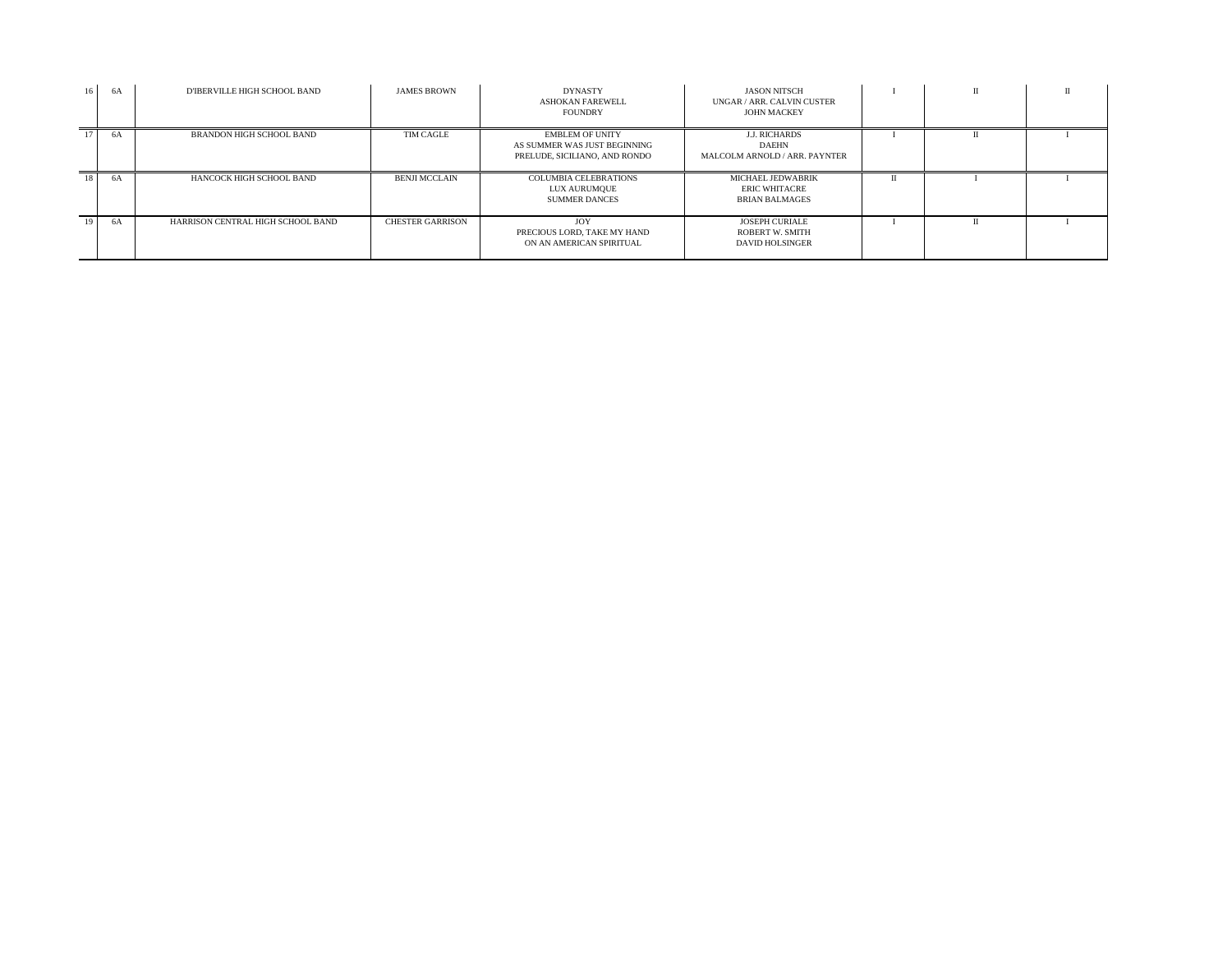| | | | | | | | | |
|---|---|---|---|---|---|---|---|---|
| 16 | 6A | D'IBERVILLE HIGH SCHOOL BAND | JAMES BROWN | DYNASTY<br>ASHOKAN FAREWELL<br>FOUNDRY | JASON NITSCH<br>UNGAR / ARR. CALVIN CUSTER<br>JOHN MACKEY | I | II | II |
| 17 | 6A | BRANDON HIGH SCHOOL BAND | TIM CAGLE | EMBLEM OF UNITY<br>AS SUMMER WAS JUST BEGINNING<br>PRELUDE, SICILIANO, AND RONDO | J.J. RICHARDS<br>DAEHN<br>MALCOLM ARNOLD / ARR. PAYNTER | I | II | I |
| 18 | 6A | HANCOCK HIGH SCHOOL BAND | BENJI MCCLAIN | COLUMBIA CELEBRATIONS<br>LUX AURUMQUE<br>SUMMER DANCES | MICHAEL JEDWABRIK<br>ERIC WHITACRE<br>BRIAN BALMAGES | II | I | I |
| 19 | 6A | HARRISON CENTRAL HIGH SCHOOL BAND | CHESTER GARRISON | JOY<br>PRECIOUS LORD, TAKE MY HAND<br>ON AN AMERICAN SPIRITUAL | JOSEPH CURIALE<br>ROBERT W. SMITH<br>DAVID HOLSINGER | I | II | I |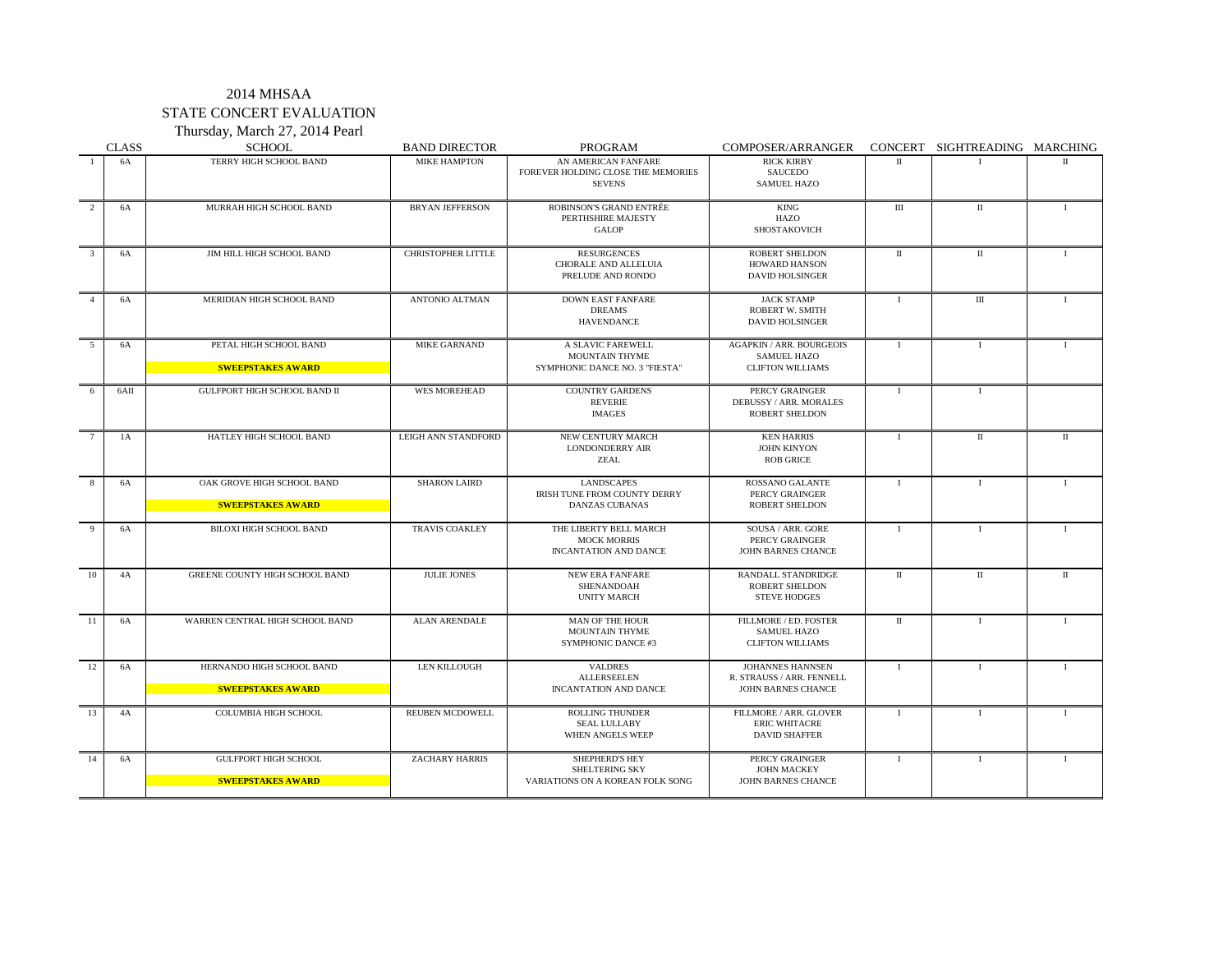2014 MHSAA

STATE CONCERT EVALUATION

Thursday, March 27, 2014 Pearl

| | CLASS | SCHOOL | BAND DIRECTOR | PROGRAM | COMPOSER/ARRANGER | CONCERT | SIGHTREADING | MARCHING |
|---|---|---|---|---|---|---|---|---|
| 1 | 6A | TERRY HIGH SCHOOL BAND | MIKE HAMPTON | AN AMERICAN FANFARE<br>FOREVER HOLDING CLOSE THE MEMORIES<br>SEVENS | RICK KIRBY<br>SAUCEDO<br>SAMUEL HAZO | II | I | II |
| 2 | 6A | MURRAH HIGH SCHOOL BAND | BRYAN JEFFERSON | ROBINSON'S GRAND ENTRÉE<br>PERTHSHIRE MAJESTY<br>GALOP | KING<br>HAZO<br>SHOSTAKOVICH | III | II | I |
| 3 | 6A | JIM HILL HIGH SCHOOL BAND | CHRISTOPHER LITTLE | RESURGENCES<br>CHORALE AND ALLELUIA<br>PRELUDE AND RONDO | ROBERT SHELDON<br>HOWARD HANSON<br>DAVID HOLSINGER | II | II | I |
| 4 | 6A | MERIDIAN HIGH SCHOOL BAND | ANTONIO ALTMAN | DOWN EAST FANFARE<br>DREAMS<br>HAVENDANCE | JACK STAMP<br>ROBERT W. SMITH<br>DAVID HOLSINGER | I | III | I |
| 5 | 6A | PETAL HIGH SCHOOL BAND<br>**SWEEPSTAKES AWARD** | MIKE GARNAND | A SLAVIC FAREWELL<br>MOUNTAIN THYME<br>SYMPHONIC DANCE NO. 3 "FIESTA" | AGAPKIN / ARR. BOURGEOIS<br>SAMUEL HAZO<br>CLIFTON WILLIAMS | I | I | I |
| 6 | 6AII | GULFPORT HIGH SCHOOL BAND II | WES MOREHEAD | COUNTRY GARDENS<br>REVERIE<br>IMAGES | PERCY GRAINGER<br>DEBUSSY / ARR. MORALES<br>ROBERT SHELDON | I | I | |
| 7 | 1A | HATLEY HIGH SCHOOL BAND | LEIGH ANN STANDFORD | NEW CENTURY MARCH<br>LONDONDERRY AIR<br>ZEAL | KEN HARRIS<br>JOHN KINYON<br>ROB GRICE | I | II | II |
| 8 | 6A | OAK GROVE HIGH SCHOOL BAND<br>**SWEEPSTAKES AWARD** | SHARON LAIRD | LANDSCAPES<br>IRISH TUNE FROM COUNTY DERRY<br>DANZAS CUBANAS | ROSSANO GALANTE<br>PERCY GRAINGER<br>ROBERT SHELDON | I | I | I |
| 9 | 6A | BILOXI HIGH SCHOOL BAND | TRAVIS COAKLEY | THE LIBERTY BELL MARCH<br>MOCK MORRIS<br>INCANTATION AND DANCE | SOUSA / ARR. GORE<br>PERCY GRAINGER<br>JOHN BARNES CHANCE | I | I | I |
| 10 | 4A | GREENE COUNTY HIGH SCHOOL BAND | JULIE JONES | NEW ERA FANFARE<br>SHENANDOAH<br>UNITY MARCH | RANDALL STANDRIDGE<br>ROBERT SHELDON<br>STEVE HODGES | II | II | II |
| 11 | 6A | WARREN CENTRAL HIGH SCHOOL BAND | ALAN ARENDALE | MAN OF THE HOUR<br>MOUNTAIN THYME<br>SYMPHONIC DANCE #3 | FILLMORE / ED. FOSTER<br>SAMUEL HAZO<br>CLIFTON WILLIAMS | II | I | I |
| 12 | 6A | HERNANDO HIGH SCHOOL BAND<br>**SWEEPSTAKES AWARD** | LEN KILLOUGH | VALDRES<br>ALLERSEELEN<br>INCANTATION AND DANCE | JOHANNES HANNSEN<br>R. STRAUSS / ARR. FENNELL<br>JOHN BARNES CHANCE | I | I | I |
| 13 | 4A | COLUMBIA HIGH SCHOOL | REUBEN MCDOWELL | ROLLING THUNDER<br>SEAL LULLABY<br>WHEN ANGELS WEEP | FILLMORE / ARR. GLOVER<br>ERIC WHITACRE<br>DAVID SHAFFER | I | I | I |
| 14 | 6A | GULFPORT HIGH SCHOOL<br>**SWEEPSTAKES AWARD** | ZACHARY HARRIS | SHEPHERD'S HEY<br>SHELTERING SKY<br>VARIATIONS ON A KOREAN FOLK SONG | PERCY GRAINGER<br>JOHN MACKEY<br>JOHN BARNES CHANCE | I | I | I |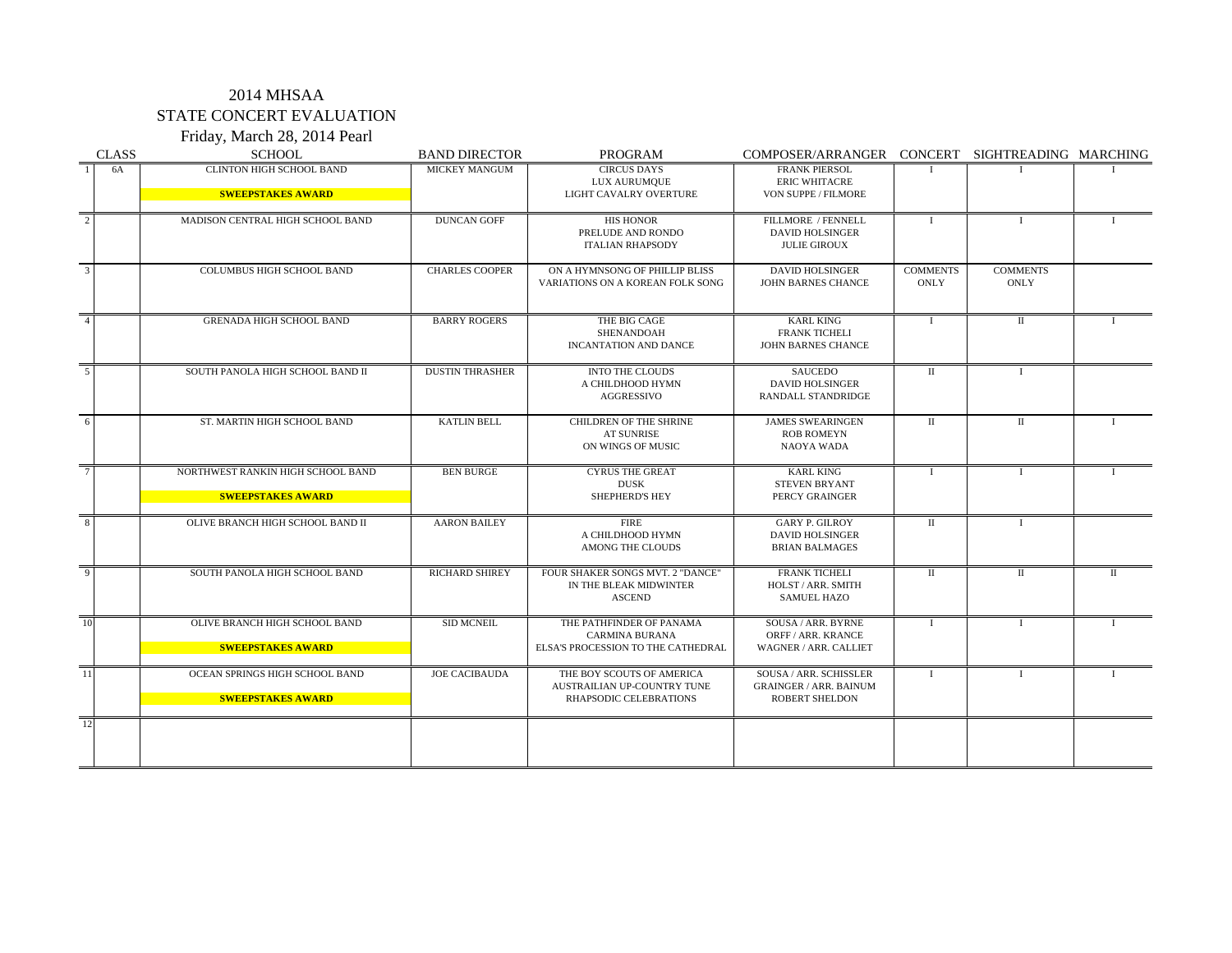# 2014 MHSAA
## STATE CONCERT EVALUATION
### Friday, March 28, 2014 Pearl

| | CLASS | SCHOOL | BAND DIRECTOR | PROGRAM | COMPOSER/ARRANGER | CONCERT | SIGHTREADING | MARCHING |
|---|---|---|---|---|---|---|---|---|
| 1 | 6A | CLINTON HIGH SCHOOL BAND<br>**SWEEPSTAKES AWARD** | MICKEY MANGUM | CIRCUS DAYS<br>LUX AURUMQUE<br>LIGHT CAVALRY OVERTURE | FRANK PIERSOL<br>ERIC WHITACRE<br>VON SUPPE / FILMORE | I | I | I |
| 2 | | MADISON CENTRAL HIGH SCHOOL BAND | DUNCAN GOFF | HIS HONOR<br>PRELUDE AND RONDO<br>ITALIAN RHAPSODY | FILLMORE / FENNELL<br>DAVID HOLSINGER<br>JULIE GIROUX | I | I | I |
| 3 | | COLUMBUS HIGH SCHOOL BAND | CHARLES COOPER | ON A HYMNSONG OF PHILLIP BLISS<br>VARIATIONS ON A KOREAN FOLK SONG | DAVID HOLSINGER<br>JOHN BARNES CHANCE | COMMENTS ONLY | COMMENTS ONLY | |
| 4 | | GRENADA HIGH SCHOOL BAND | BARRY ROGERS | THE BIG CAGE<br>SHENANDOAH<br>INCANTATION AND DANCE | KARL KING<br>FRANK TICHELI<br>JOHN BARNES CHANCE | I | II | I |
| 5 | | SOUTH PANOLA HIGH SCHOOL BAND II | DUSTIN THRASHER | INTO THE CLOUDS<br>A CHILDHOOD HYMN<br>AGGRESSIVO | SAUCEDO<br>DAVID HOLSINGER<br>RANDALL STANDRIDGE | II | I | |
| 6 | | ST. MARTIN HIGH SCHOOL BAND | KATLIN BELL | CHILDREN OF THE SHRINE<br>AT SUNRISE<br>ON WINGS OF MUSIC | JAMES SWEARINGEN<br>ROB ROMEYN<br>NAOYA WADA | II | II | I |
| 7 | | NORTHWEST RANKIN HIGH SCHOOL BAND<br>**SWEEPSTAKES AWARD** | BEN BURGE | CYRUS THE GREAT<br>DUSK<br>SHEPHERD'S HEY | KARL KING<br>STEVEN BRYANT<br>PERCY GRAINGER | I | I | I |
| 8 | | OLIVE BRANCH HIGH SCHOOL BAND II | AARON BAILEY | FIRE<br>A CHILDHOOD HYMN<br>AMONG THE CLOUDS | GARY P. GILROY<br>DAVID HOLSINGER<br>BRIAN BALMAGES | II | I | |
| 9 | | SOUTH PANOLA HIGH SCHOOL BAND | RICHARD SHIREY | FOUR SHAKER SONGS MVT. 2 "DANCE"<br>IN THE BLEAK MIDWINTER<br>ASCEND | FRANK TICHELI<br>HOLST / ARR. SMITH<br>SAMUEL HAZO | II | II | II |
| 10 | | OLIVE BRANCH HIGH SCHOOL BAND<br>**SWEEPSTAKES AWARD** | SID MCNEIL | THE PATHFINDER OF PANAMA<br>CARMINA BURANA<br>ELSA'S PROCESSION TO THE CATHEDRAL | SOUSA / ARR. BYRNE<br>ORFF / ARR. KRANCE<br>WAGNER / ARR. CALLIET | I | I | I |
| 11 | | OCEAN SPRINGS HIGH SCHOOL BAND<br>**SWEEPSTAKES AWARD** | JOE CACIBAUDA | THE BOY SCOUTS OF AMERICA<br>AUSTRAILIAN UP-COUNTRY TUNE<br>RHAPSODIC CELEBRATIONS | SOUSA / ARR. SCHISSLER<br>GRAINGER / ARR. BAINUM<br>ROBERT SHELDON | I | I | I |
| 12 | | | | | | | | |